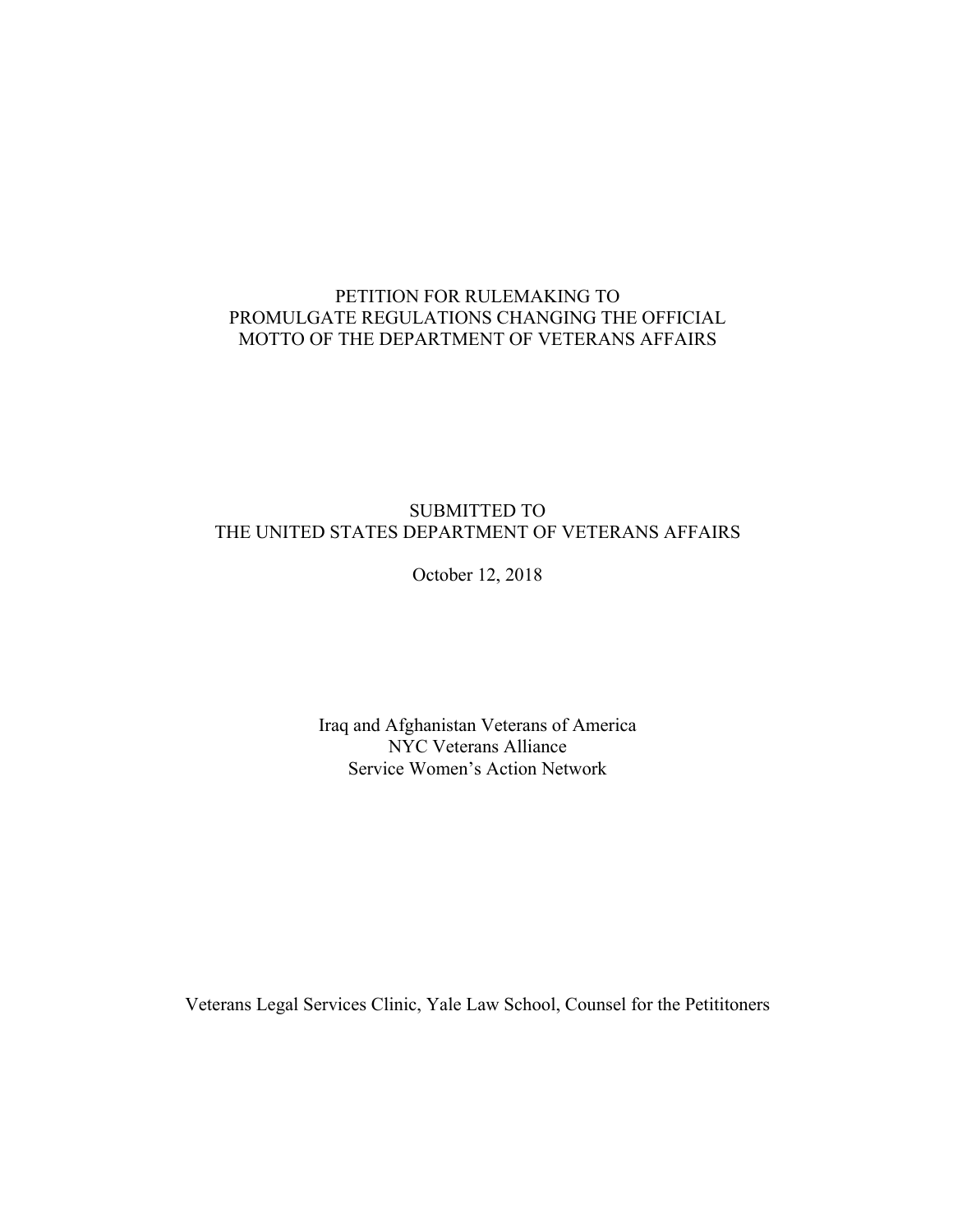# PETITION FOR RULEMAKING TO PROMULGATE REGULATIONS CHANGING THE OFFICIAL MOTTO OF THE DEPARTMENT OF VETERANS AFFAIRS

SUBMITTED TO
THE UNITED STATES DEPARTMENT OF VETERANS AFFAIRS

October 12, 2018

Iraq and Afghanistan Veterans of America
NYC Veterans Alliance
Service Women's Action Network

Veterans Legal Services Clinic, Yale Law School, Counsel for the Petititoners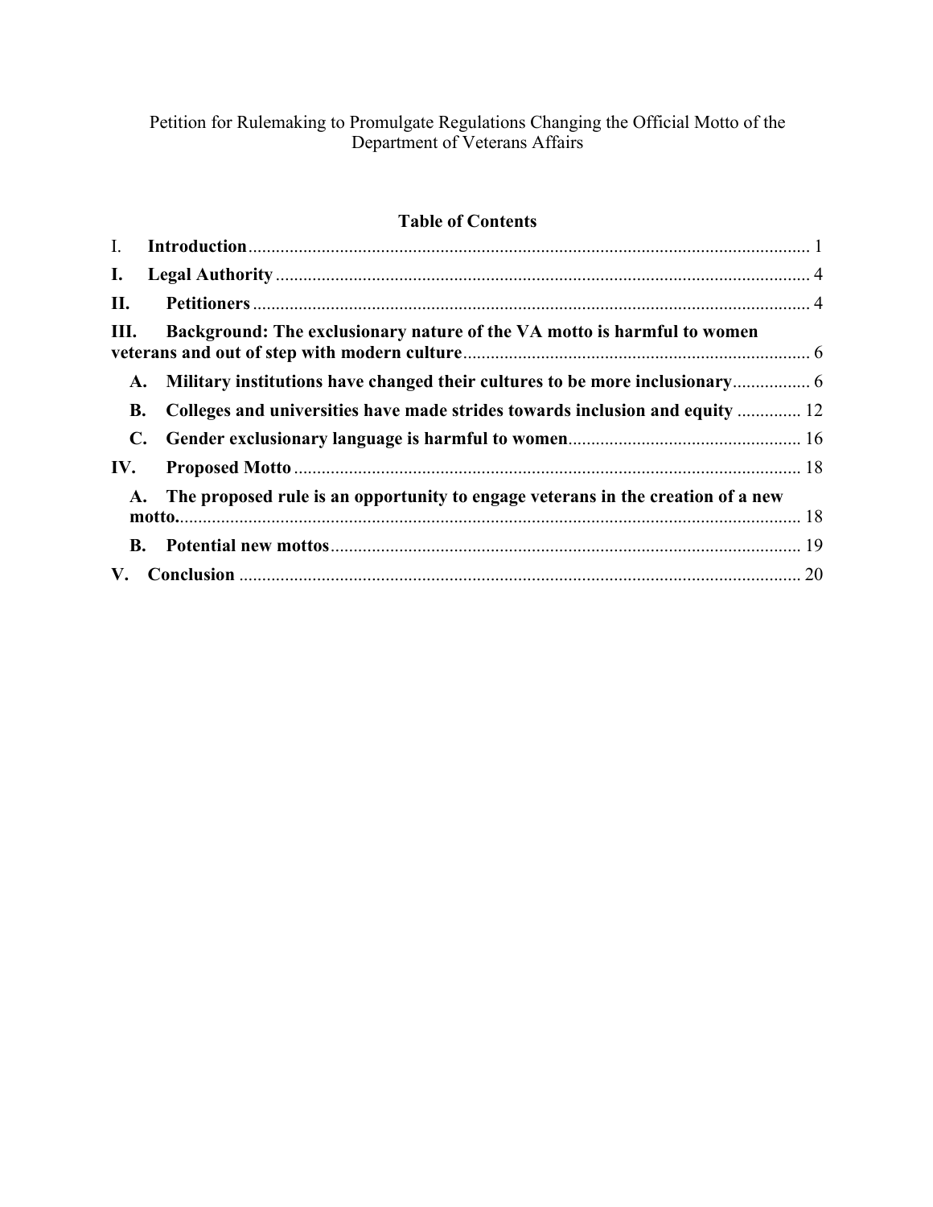Petition for Rulemaking to Promulgate Regulations Changing the Official Motto of the Department of Veterans Affairs

## Table of Contents

I. **Introduction** ........................................................................ 1

**I. Legal Authority** ........................................................................ 4

**II. Petitioners** ........................................................................ 4

**III. Background: The exclusionary nature of the VA motto is harmful to women veterans and out of step with modern culture** ........................................................................ 6

- **A. Military institutions have changed their cultures to be more inclusionary** ........................................................................ 6
- **B. Colleges and universities have made strides towards inclusion and equity** ........................................................................ 12
- **C. Gender exclusionary language is harmful to women** ........................................................................ 16

**IV. Proposed Motto** ........................................................................ 18

- **A. The proposed rule is an opportunity to engage veterans in the creation of a new motto.** ........................................................................ 18
- **B. Potential new mottos** ........................................................................ 19

**V. Conclusion** ........................................................................ 20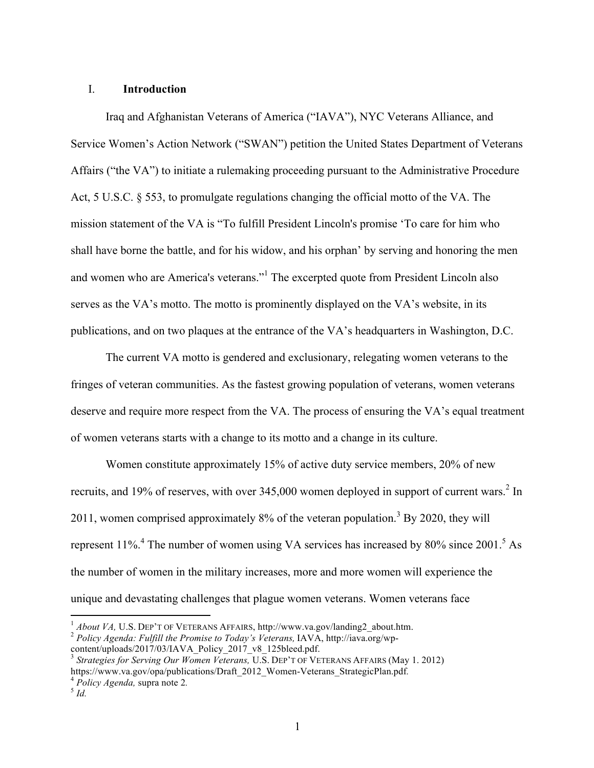## I. Introduction

Iraq and Afghanistan Veterans of America ("IAVA"), NYC Veterans Alliance, and Service Women's Action Network ("SWAN") petition the United States Department of Veterans Affairs ("the VA") to initiate a rulemaking proceeding pursuant to the Administrative Procedure Act, 5 U.S.C. § 553, to promulgate regulations changing the official motto of the VA. The mission statement of the VA is "To fulfill President Lincoln's promise 'To care for him who shall have borne the battle, and for his widow, and his orphan' by serving and honoring the men and women who are America's veterans."[1] The excerpted quote from President Lincoln also serves as the VA's motto. The motto is prominently displayed on the VA's website, in its publications, and on two plaques at the entrance of the VA's headquarters in Washington, D.C.

The current VA motto is gendered and exclusionary, relegating women veterans to the fringes of veteran communities. As the fastest growing population of veterans, women veterans deserve and require more respect from the VA. The process of ensuring the VA's equal treatment of women veterans starts with a change to its motto and a change in its culture.

Women constitute approximately 15% of active duty service members, 20% of new recruits, and 19% of reserves, with over 345,000 women deployed in support of current wars.[2] In 2011, women comprised approximately 8% of the veteran population.[3] By 2020, they will represent 11%.[4] The number of women using VA services has increased by 80% since 2001.[5] As the number of women in the military increases, more and more women will experience the unique and devastating challenges that plague women veterans. Women veterans face

---

[1] *About VA,* U.S. DEP'T OF VETERANS AFFAIRS, http://www.va.gov/landing2_about.htm.

[2] *Policy Agenda: Fulfill the Promise to Today's Veterans,* IAVA, http://iava.org/wp-content/uploads/2017/03/IAVA_Policy_2017_v8_125bleed.pdf.

[3] *Strategies for Serving Our Women Veterans,* U.S. DEP'T OF VETERANS AFFAIRS (May 1. 2012) https://www.va.gov/opa/publications/Draft_2012_Women-Veterans_StrategicPlan.pdf.

[4] *Policy Agenda,* supra note 2.

[5] *Id.*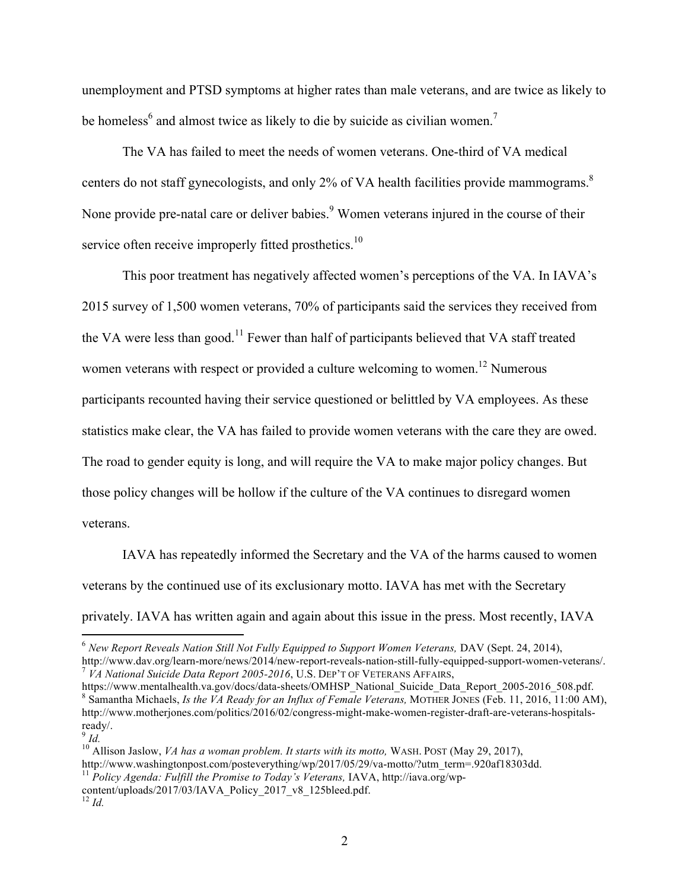unemployment and PTSD symptoms at higher rates than male veterans, and are twice as likely to be homeless[6] and almost twice as likely to die by suicide as civilian women.[7]

The VA has failed to meet the needs of women veterans. One-third of VA medical centers do not staff gynecologists, and only 2% of VA health facilities provide mammograms.[8] None provide pre-natal care or deliver babies.[9] Women veterans injured in the course of their service often receive improperly fitted prosthetics.[10]

This poor treatment has negatively affected women's perceptions of the VA. In IAVA's 2015 survey of 1,500 women veterans, 70% of participants said the services they received from the VA were less than good.[11] Fewer than half of participants believed that VA staff treated women veterans with respect or provided a culture welcoming to women.[12] Numerous participants recounted having their service questioned or belittled by VA employees. As these statistics make clear, the VA has failed to provide women veterans with the care they are owed. The road to gender equity is long, and will require the VA to make major policy changes. But those policy changes will be hollow if the culture of the VA continues to disregard women veterans.

IAVA has repeatedly informed the Secretary and the VA of the harms caused to women veterans by the continued use of its exclusionary motto. IAVA has met with the Secretary privately. IAVA has written again and again about this issue in the press. Most recently, IAVA

---

[6] *New Report Reveals Nation Still Not Fully Equipped to Support Women Veterans,* DAV (Sept. 24, 2014), http://www.dav.org/learn-more/news/2014/new-report-reveals-nation-still-fully-equipped-support-women-veterans/.

[7] *VA National Suicide Data Report 2005-2016*, U.S. DEP'T OF VETERANS AFFAIRS, https://www.mentalhealth.va.gov/docs/data-sheets/OMHSP_National_Suicide_Data_Report_2005-2016_508.pdf.

[8] Samantha Michaels, *Is the VA Ready for an Influx of Female Veterans,* MOTHER JONES (Feb. 11, 2016, 11:00 AM), http://www.motherjones.com/politics/2016/02/congress-might-make-women-register-draft-are-veterans-hospitals-ready/.

[9] *Id.*

[10] Allison Jaslow, *VA has a woman problem. It starts with its motto,* WASH. POST (May 29, 2017), http://www.washingtonpost.com/posteverything/wp/2017/05/29/va-motto/?utm_term=.920af18303dd.

[11] *Policy Agenda: Fulfill the Promise to Today's Veterans,* IAVA, http://iava.org/wp-content/uploads/2017/03/IAVA_Policy_2017_v8_125bleed.pdf.

[12] *Id.*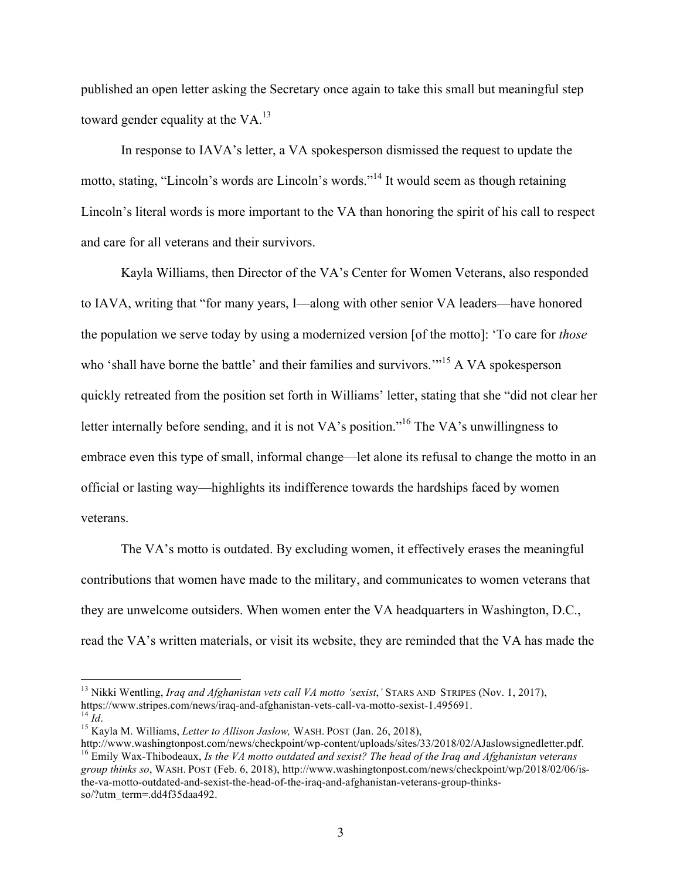published an open letter asking the Secretary once again to take this small but meaningful step toward gender equality at the VA.[13]

In response to IAVA's letter, a VA spokesperson dismissed the request to update the motto, stating, "Lincoln's words are Lincoln's words."[14] It would seem as though retaining Lincoln's literal words is more important to the VA than honoring the spirit of his call to respect and care for all veterans and their survivors.

Kayla Williams, then Director of the VA's Center for Women Veterans, also responded to IAVA, writing that "for many years, I—along with other senior VA leaders—have honored the population we serve today by using a modernized version [of the motto]: 'To care for *those* who 'shall have borne the battle' and their families and survivors.'"[15] A VA spokesperson quickly retreated from the position set forth in Williams' letter, stating that she "did not clear her letter internally before sending, and it is not VA's position."[16] The VA's unwillingness to embrace even this type of small, informal change—let alone its refusal to change the motto in an official or lasting way—highlights its indifference towards the hardships faced by women veterans.

The VA's motto is outdated. By excluding women, it effectively erases the meaningful contributions that women have made to the military, and communicates to women veterans that they are unwelcome outsiders. When women enter the VA headquarters in Washington, D.C., read the VA's written materials, or visit its website, they are reminded that the VA has made the

---

[13] Nikki Wentling, *Iraq and Afghanistan vets call VA motto 'sexist*,*'* STARS AND STRIPES (Nov. 1, 2017), https://www.stripes.com/news/iraq-and-afghanistan-vets-call-va-motto-sexist-1.495691.

[14] *Id*.

[15] Kayla M. Williams, *Letter to Allison Jaslow,* WASH. POST (Jan. 26, 2018), http://www.washingtonpost.com/news/checkpoint/wp-content/uploads/sites/33/2018/02/AJaslowsignedletter.pdf.

[16] Emily Wax-Thibodeaux, *Is the VA motto outdated and sexist? The head of the Iraq and Afghanistan veterans group thinks so*, WASH. POST (Feb. 6, 2018), http://www.washingtonpost.com/news/checkpoint/wp/2018/02/06/is-the-va-motto-outdated-and-sexist-the-head-of-the-iraq-and-afghanistan-veterans-group-thinks-so/?utm_term=.dd4f35daa492.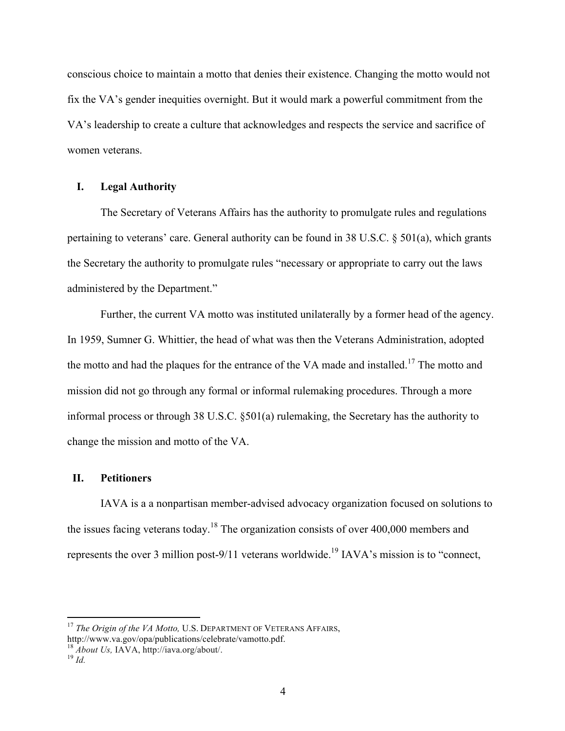conscious choice to maintain a motto that denies their existence. Changing the motto would not fix the VA's gender inequities overnight. But it would mark a powerful commitment from the VA's leadership to create a culture that acknowledges and respects the service and sacrifice of women veterans.

## I. Legal Authority

The Secretary of Veterans Affairs has the authority to promulgate rules and regulations pertaining to veterans' care. General authority can be found in 38 U.S.C. § 501(a), which grants the Secretary the authority to promulgate rules "necessary or appropriate to carry out the laws administered by the Department."

Further, the current VA motto was instituted unilaterally by a former head of the agency. In 1959, Sumner G. Whittier, the head of what was then the Veterans Administration, adopted the motto and had the plaques for the entrance of the VA made and installed.[17] The motto and mission did not go through any formal or informal rulemaking procedures. Through a more informal process or through 38 U.S.C. §501(a) rulemaking, the Secretary has the authority to change the mission and motto of the VA.

## II. Petitioners

IAVA is a a nonpartisan member-advised advocacy organization focused on solutions to the issues facing veterans today.[18] The organization consists of over 400,000 members and represents the over 3 million post-9/11 veterans worldwide.[19] IAVA's mission is to "connect,

---

[17] *The Origin of the VA Motto,* U.S. DEPARTMENT OF VETERANS AFFAIRS, http://www.va.gov/opa/publications/celebrate/vamotto.pdf.

[18] *About Us,* IAVA, http://iava.org/about/.

[19] *Id.*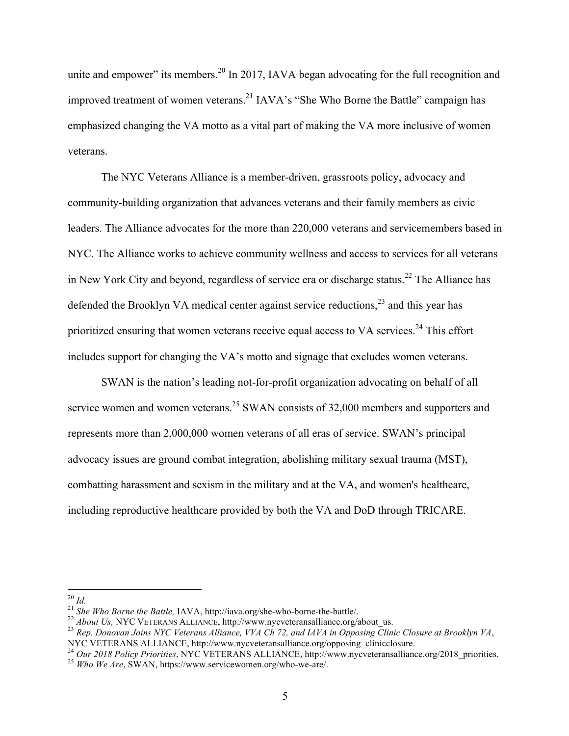unite and empower" its members.[20] In 2017, IAVA began advocating for the full recognition and improved treatment of women veterans.[21] IAVA's "She Who Borne the Battle" campaign has emphasized changing the VA motto as a vital part of making the VA more inclusive of women veterans.

The NYC Veterans Alliance is a member-driven, grassroots policy, advocacy and community-building organization that advances veterans and their family members as civic leaders. The Alliance advocates for the more than 220,000 veterans and servicemembers based in NYC. The Alliance works to achieve community wellness and access to services for all veterans in New York City and beyond, regardless of service era or discharge status.[22] The Alliance has defended the Brooklyn VA medical center against service reductions,[23] and this year has prioritized ensuring that women veterans receive equal access to VA services.[24] This effort includes support for changing the VA's motto and signage that excludes women veterans.

SWAN is the nation's leading not-for-profit organization advocating on behalf of all service women and women veterans.[25] SWAN consists of 32,000 members and supporters and represents more than 2,000,000 women veterans of all eras of service. SWAN's principal advocacy issues are ground combat integration, abolishing military sexual trauma (MST), combatting harassment and sexism in the military and at the VA, and women's healthcare, including reproductive healthcare provided by both the VA and DoD through TRICARE.

---

[20] *Id.*

[21] *She Who Borne the Battle,* IAVA, http://iava.org/she-who-borne-the-battle/.

[22] *About Us,* NYC VETERANS ALLIANCE, http://www.nycveteransalliance.org/about_us.

[23] *Rep. Donovan Joins NYC Veterans Alliance, VVA Ch 72, and IAVA in Opposing Clinic Closure at Brooklyn VA*, NYC VETERANS ALLIANCE, http://www.nycveteransalliance.org/opposing_clinicclosure.

[24] *Our 2018 Policy Priorities*, NYC VETERANS ALLIANCE, http://www.nycveteransalliance.org/2018_priorities.

[25] *Who We Are*, SWAN, https://www.servicewomen.org/who-we-are/.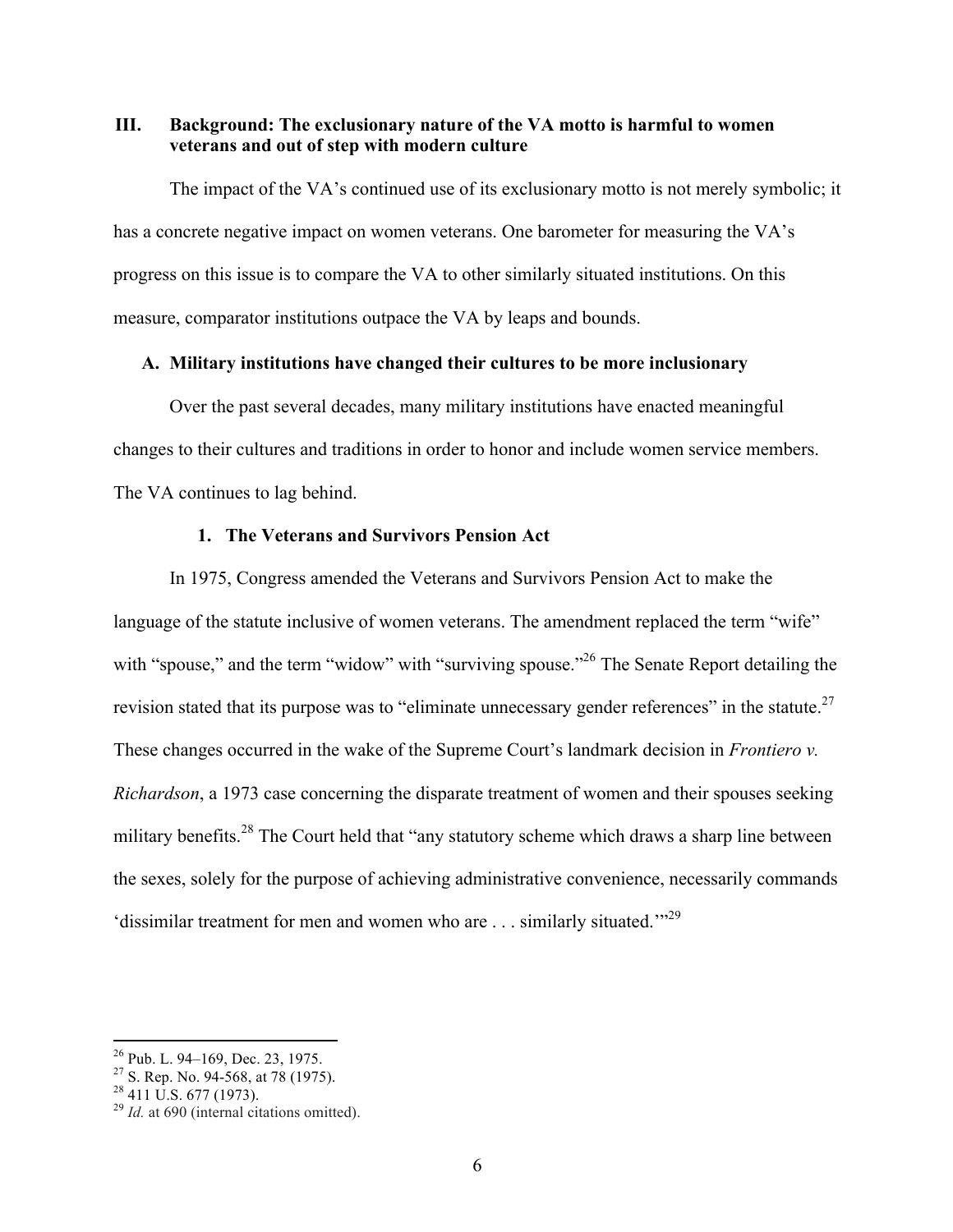### III. Background: The exclusionary nature of the VA motto is harmful to women veterans and out of step with modern culture

The impact of the VA's continued use of its exclusionary motto is not merely symbolic; it has a concrete negative impact on women veterans. One barometer for measuring the VA's progress on this issue is to compare the VA to other similarly situated institutions. On this measure, comparator institutions outpace the VA by leaps and bounds.

#### A. Military institutions have changed their cultures to be more inclusionary

Over the past several decades, many military institutions have enacted meaningful changes to their cultures and traditions in order to honor and include women service members. The VA continues to lag behind.

##### 1. The Veterans and Survivors Pension Act

In 1975, Congress amended the Veterans and Survivors Pension Act to make the language of the statute inclusive of women veterans. The amendment replaced the term "wife" with "spouse," and the term "widow" with "surviving spouse."[26] The Senate Report detailing the revision stated that its purpose was to "eliminate unnecessary gender references" in the statute.[27] These changes occurred in the wake of the Supreme Court's landmark decision in *Frontiero v. Richardson*, a 1973 case concerning the disparate treatment of women and their spouses seeking military benefits.[28] The Court held that "any statutory scheme which draws a sharp line between the sexes, solely for the purpose of achieving administrative convenience, necessarily commands 'dissimilar treatment for men and women who are . . . similarly situated.'"[29]

---

[26] Pub. L. 94–169, Dec. 23, 1975.
[27] S. Rep. No. 94-568, at 78 (1975).
[28] 411 U.S. 677 (1973).
[29] *Id.* at 690 (internal citations omitted).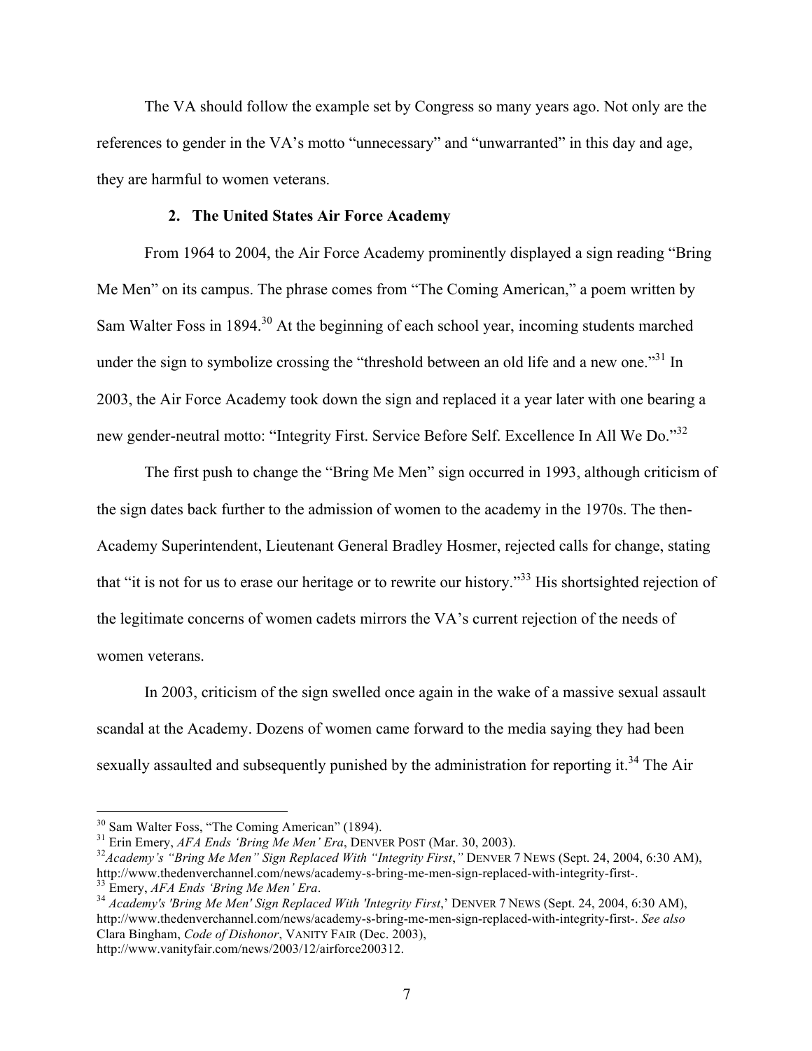The VA should follow the example set by Congress so many years ago. Not only are the references to gender in the VA's motto "unnecessary" and "unwarranted" in this day and age, they are harmful to women veterans.

### 2. The United States Air Force Academy

From 1964 to 2004, the Air Force Academy prominently displayed a sign reading "Bring Me Men" on its campus. The phrase comes from "The Coming American," a poem written by Sam Walter Foss in 1894.[30] At the beginning of each school year, incoming students marched under the sign to symbolize crossing the "threshold between an old life and a new one."[31] In 2003, the Air Force Academy took down the sign and replaced it a year later with one bearing a new gender-neutral motto: "Integrity First. Service Before Self. Excellence In All We Do."[32]

The first push to change the "Bring Me Men" sign occurred in 1993, although criticism of the sign dates back further to the admission of women to the academy in the 1970s. The then-Academy Superintendent, Lieutenant General Bradley Hosmer, rejected calls for change, stating that "it is not for us to erase our heritage or to rewrite our history."[33] His shortsighted rejection of the legitimate concerns of women cadets mirrors the VA's current rejection of the needs of women veterans.

In 2003, criticism of the sign swelled once again in the wake of a massive sexual assault scandal at the Academy. Dozens of women came forward to the media saying they had been sexually assaulted and subsequently punished by the administration for reporting it.[34] The Air

---

[30] Sam Walter Foss, "The Coming American" (1894).

[31] Erin Emery, *AFA Ends 'Bring Me Men' Era*, DENVER POST (Mar. 30, 2003).

[32] *Academy's "Bring Me Men" Sign Replaced With "Integrity First*,*"* DENVER 7 NEWS (Sept. 24, 2004, 6:30 AM), http://www.thedenverchannel.com/news/academy-s-bring-me-men-sign-replaced-with-integrity-first-.

[33] Emery, *AFA Ends 'Bring Me Men' Era*.

[34] *Academy's 'Bring Me Men' Sign Replaced With 'Integrity First*,' DENVER 7 NEWS (Sept. 24, 2004, 6:30 AM), http://www.thedenverchannel.com/news/academy-s-bring-me-men-sign-replaced-with-integrity-first-. *See also* Clara Bingham, *Code of Dishonor*, VANITY FAIR (Dec. 2003), http://www.vanityfair.com/news/2003/12/airforce200312.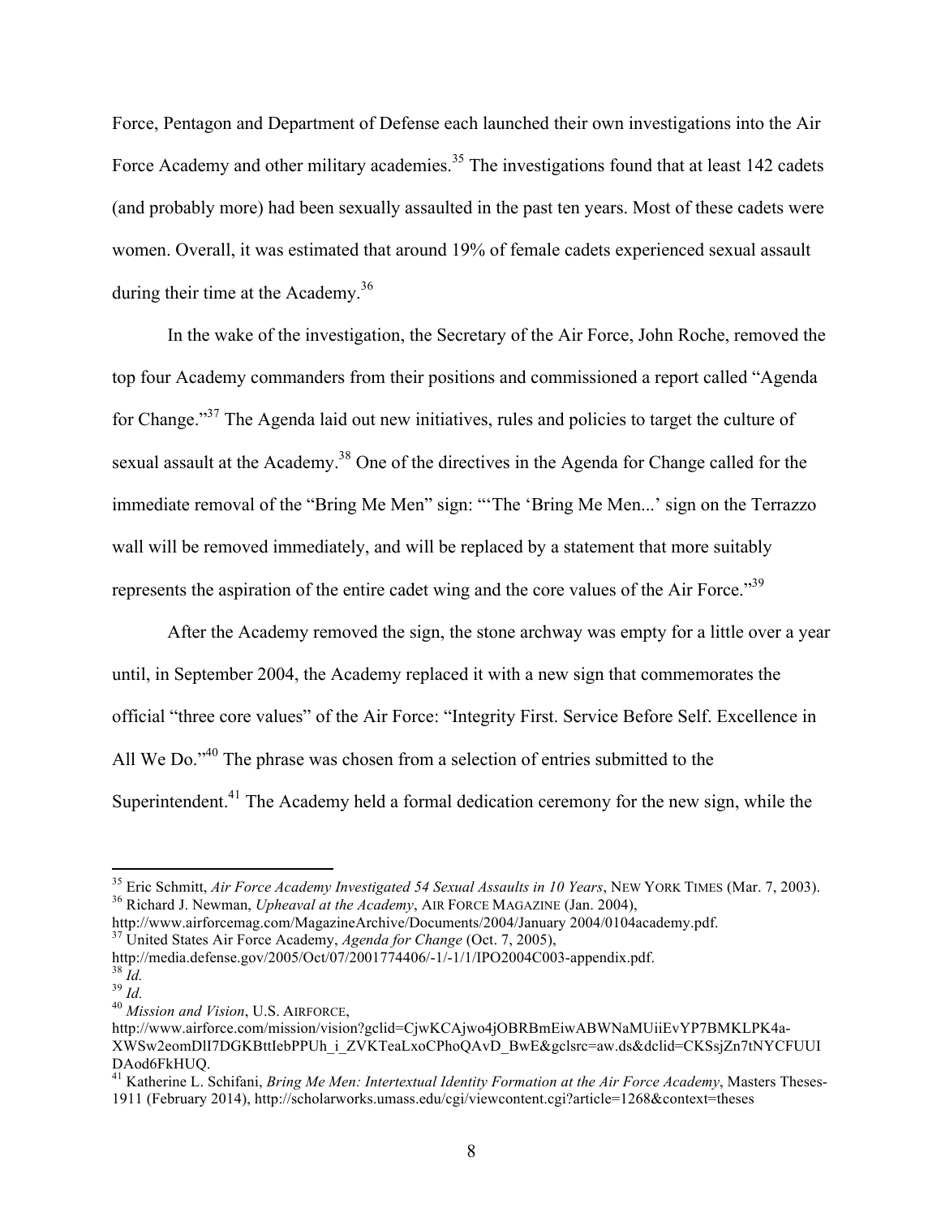Force, Pentagon and Department of Defense each launched their own investigations into the Air Force Academy and other military academies.[35] The investigations found that at least 142 cadets (and probably more) had been sexually assaulted in the past ten years. Most of these cadets were women. Overall, it was estimated that around 19% of female cadets experienced sexual assault during their time at the Academy.[36]

In the wake of the investigation, the Secretary of the Air Force, John Roche, removed the top four Academy commanders from their positions and commissioned a report called "Agenda for Change."[37] The Agenda laid out new initiatives, rules and policies to target the culture of sexual assault at the Academy.[38] One of the directives in the Agenda for Change called for the immediate removal of the "Bring Me Men" sign: "'The 'Bring Me Men...' sign on the Terrazzo wall will be removed immediately, and will be replaced by a statement that more suitably represents the aspiration of the entire cadet wing and the core values of the Air Force."[39]

After the Academy removed the sign, the stone archway was empty for a little over a year until, in September 2004, the Academy replaced it with a new sign that commemorates the official "three core values" of the Air Force: "Integrity First. Service Before Self. Excellence in All We Do."[40] The phrase was chosen from a selection of entries submitted to the Superintendent.[41] The Academy held a formal dedication ceremony for the new sign, while the

---

[35] Eric Schmitt, *Air Force Academy Investigated 54 Sexual Assaults in 10 Years*, NEW YORK TIMES (Mar. 7, 2003).

[36] Richard J. Newman, *Upheaval at the Academy*, AIR FORCE MAGAZINE (Jan. 2004), http://www.airforcemag.com/MagazineArchive/Documents/2004/January 2004/0104academy.pdf.

[37] United States Air Force Academy, *Agenda for Change* (Oct. 7, 2005), http://media.defense.gov/2005/Oct/07/2001774406/-1/-1/1/IPO2004C003-appendix.pdf.

[38] *Id.*

[39] *Id.*

[40] *Mission and Vision*, U.S. AIRFORCE, http://www.airforce.com/mission/vision?gclid=CjwKCAjwo4jOBRBmEiwABWNaMUiiEvYP7BMKLPK4a-XWSw2eomDlI7DGKBttIebPPUh_i_ZVKTeaLxoCPhoQAvD_BwE&gclsrc=aw.ds&dclid=CKSsjZn7tNYCFUUIDAod6FkHUQ.

[41] Katherine L. Schifani, *Bring Me Men: Intertextual Identity Formation at the Air Force Academy*, Masters Theses-1911 (February 2014), http://scholarworks.umass.edu/cgi/viewcontent.cgi?article=1268&context=theses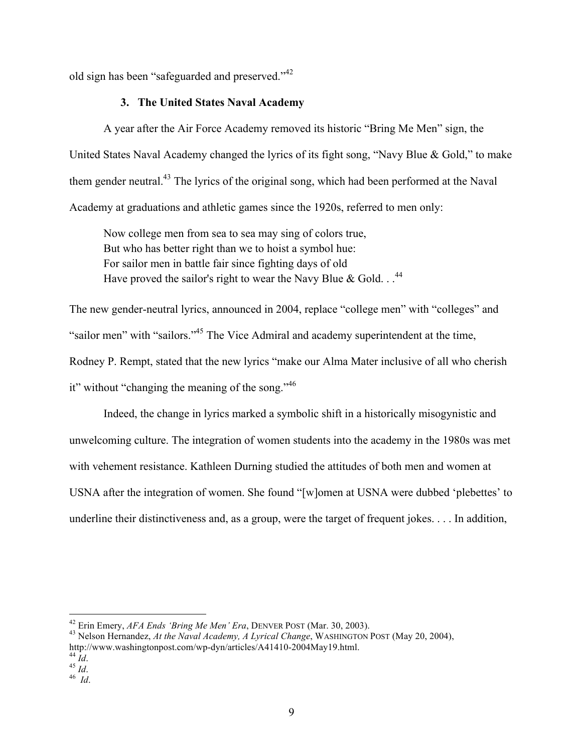old sign has been "safeguarded and preserved."[42]

### 3. The United States Naval Academy

A year after the Air Force Academy removed its historic "Bring Me Men" sign, the United States Naval Academy changed the lyrics of its fight song, "Navy Blue & Gold," to make them gender neutral.[43] The lyrics of the original song, which had been performed at the Naval Academy at graduations and athletic games since the 1920s, referred to men only:

> Now college men from sea to sea may sing of colors true,
> But who has better right than we to hoist a symbol hue:
> For sailor men in battle fair since fighting days of old
> Have proved the sailor's right to wear the Navy Blue & Gold. . .[44]

The new gender-neutral lyrics, announced in 2004, replace "college men" with "colleges" and "sailor men" with "sailors."[45] The Vice Admiral and academy superintendent at the time, Rodney P. Rempt, stated that the new lyrics "make our Alma Mater inclusive of all who cherish it" without "changing the meaning of the song."[46]

Indeed, the change in lyrics marked a symbolic shift in a historically misogynistic and unwelcoming culture. The integration of women students into the academy in the 1980s was met with vehement resistance. Kathleen Durning studied the attitudes of both men and women at USNA after the integration of women. She found "[w]omen at USNA were dubbed 'plebettes' to underline their distinctiveness and, as a group, were the target of frequent jokes. . . . In addition,

---

[42] Erin Emery, *AFA Ends 'Bring Me Men' Era*, DENVER POST (Mar. 30, 2003).

[43] Nelson Hernandez, *At the Naval Academy, A Lyrical Change*, WASHINGTON POST (May 20, 2004), http://www.washingtonpost.com/wp-dyn/articles/A41410-2004May19.html.

[44] *Id*.

[45] *Id*.

[46] *Id*.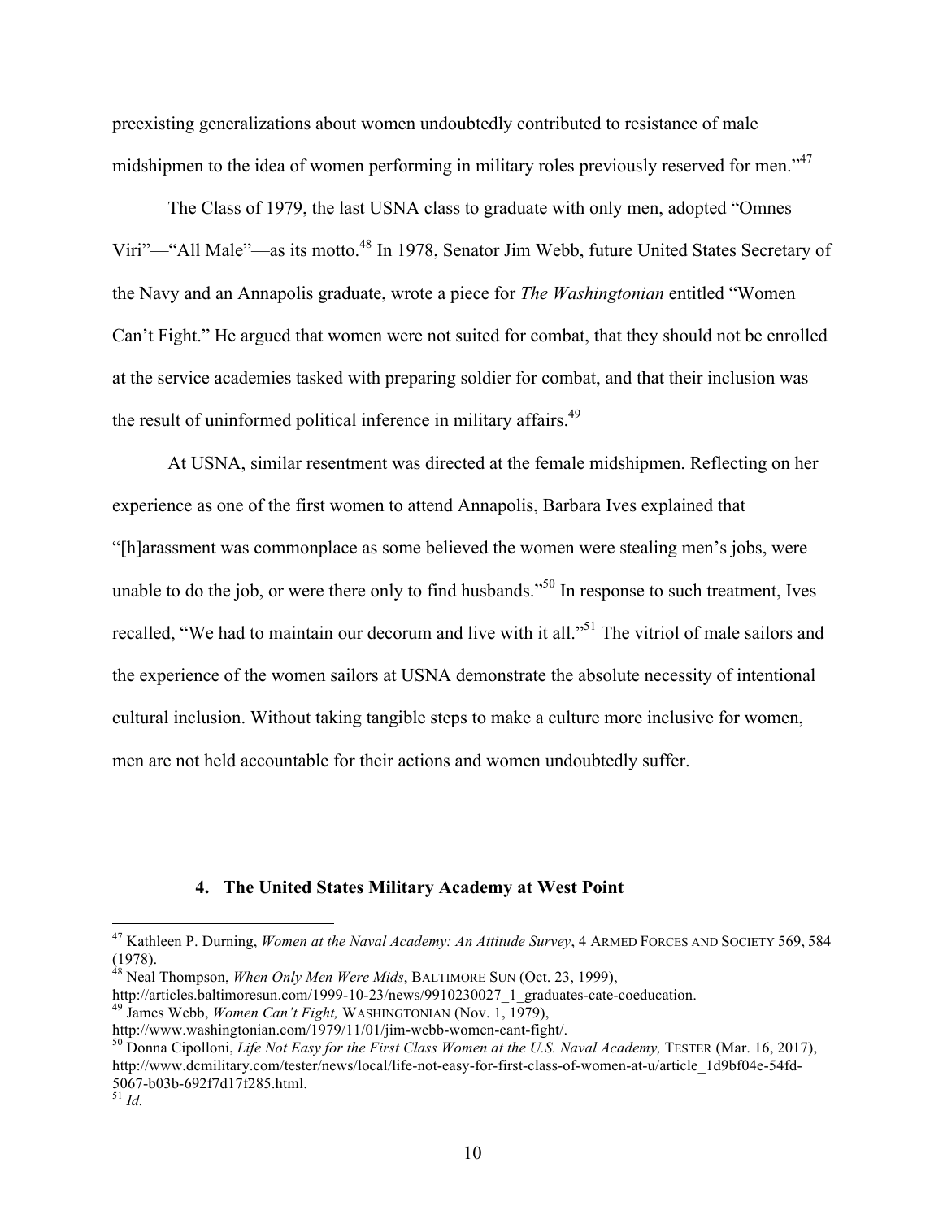preexisting generalizations about women undoubtedly contributed to resistance of male midshipmen to the idea of women performing in military roles previously reserved for men."[47]

The Class of 1979, the last USNA class to graduate with only men, adopted "Omnes Viri"—"All Male"—as its motto.[48] In 1978, Senator Jim Webb, future United States Secretary of the Navy and an Annapolis graduate, wrote a piece for *The Washingtonian* entitled "Women Can't Fight." He argued that women were not suited for combat, that they should not be enrolled at the service academies tasked with preparing soldier for combat, and that their inclusion was the result of uninformed political inference in military affairs.[49]

At USNA, similar resentment was directed at the female midshipmen. Reflecting on her experience as one of the first women to attend Annapolis, Barbara Ives explained that "[h]arassment was commonplace as some believed the women were stealing men's jobs, were unable to do the job, or were there only to find husbands."[50] In response to such treatment, Ives recalled, "We had to maintain our decorum and live with it all."[51] The vitriol of male sailors and the experience of the women sailors at USNA demonstrate the absolute necessity of intentional cultural inclusion. Without taking tangible steps to make a culture more inclusive for women, men are not held accountable for their actions and women undoubtedly suffer.

#### 4. The United States Military Academy at West Point

---

[47] Kathleen P. Durning, *Women at the Naval Academy: An Attitude Survey*, 4 ARMED FORCES AND SOCIETY 569, 584 (1978).

[48] Neal Thompson, *When Only Men Were Mids*, BALTIMORE SUN (Oct. 23, 1999), http://articles.baltimoresun.com/1999-10-23/news/9910230027_1_graduates-cate-coeducation.

[49] James Webb, *Women Can't Fight,* WASHINGTONIAN (Nov. 1, 1979), http://www.washingtonian.com/1979/11/01/jim-webb-women-cant-fight/.

[50] Donna Cipolloni, *Life Not Easy for the First Class Women at the U.S. Naval Academy,* TESTER (Mar. 16, 2017), http://www.dcmilitary.com/tester/news/local/life-not-easy-for-first-class-of-women-at-u/article_1d9bf04e-54fd-5067-b03b-692f7d17f285.html.

[51] *Id.*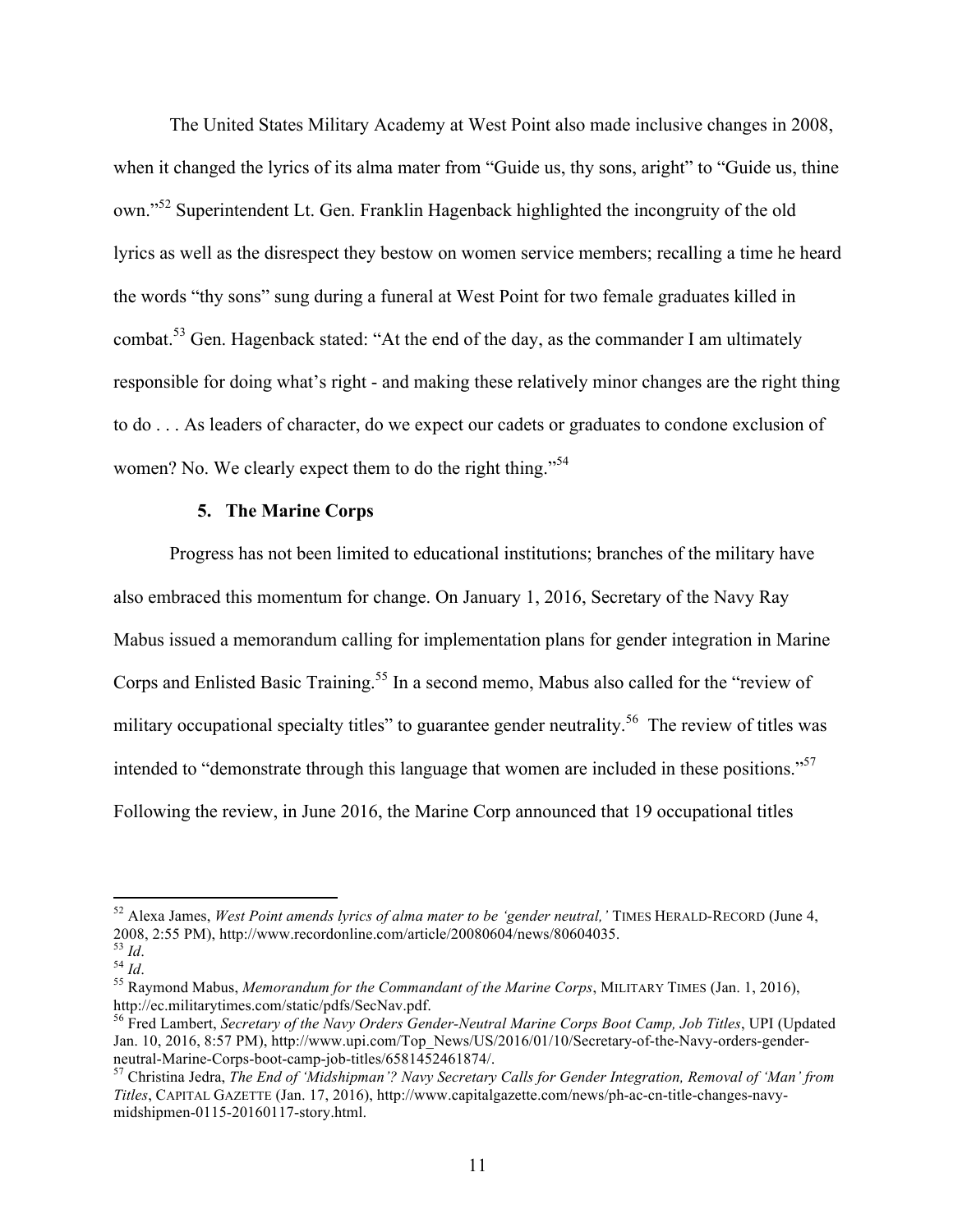The United States Military Academy at West Point also made inclusive changes in 2008, when it changed the lyrics of its alma mater from "Guide us, thy sons, aright" to "Guide us, thine own."[52] Superintendent Lt. Gen. Franklin Hagenback highlighted the incongruity of the old lyrics as well as the disrespect they bestow on women service members; recalling a time he heard the words "thy sons" sung during a funeral at West Point for two female graduates killed in combat.[53] Gen. Hagenback stated: "At the end of the day, as the commander I am ultimately responsible for doing what's right - and making these relatively minor changes are the right thing to do . . . As leaders of character, do we expect our cadets or graduates to condone exclusion of women? No. We clearly expect them to do the right thing."[54]

### 5. The Marine Corps

Progress has not been limited to educational institutions; branches of the military have also embraced this momentum for change. On January 1, 2016, Secretary of the Navy Ray Mabus issued a memorandum calling for implementation plans for gender integration in Marine Corps and Enlisted Basic Training.[55] In a second memo, Mabus also called for the "review of military occupational specialty titles" to guarantee gender neutrality.[56] The review of titles was intended to "demonstrate through this language that women are included in these positions."[57] Following the review, in June 2016, the Marine Corp announced that 19 occupational titles

---

[52] Alexa James, *West Point amends lyrics of alma mater to be 'gender neutral,'* TIMES HERALD-RECORD (June 4, 2008, 2:55 PM), http://www.recordonline.com/article/20080604/news/80604035.

[53] *Id*.

[54] *Id*.

[55] Raymond Mabus, *Memorandum for the Commandant of the Marine Corps*, MILITARY TIMES (Jan. 1, 2016), http://ec.militarytimes.com/static/pdfs/SecNav.pdf.

[56] Fred Lambert, *Secretary of the Navy Orders Gender-Neutral Marine Corps Boot Camp, Job Titles*, UPI (Updated Jan. 10, 2016, 8:57 PM), http://www.upi.com/Top_News/US/2016/01/10/Secretary-of-the-Navy-orders-gender-neutral-Marine-Corps-boot-camp-job-titles/6581452461874/.

[57] Christina Jedra, *The End of 'Midshipman'? Navy Secretary Calls for Gender Integration, Removal of 'Man' from Titles*, CAPITAL GAZETTE (Jan. 17, 2016), http://www.capitalgazette.com/news/ph-ac-cn-title-changes-navy-midshipmen-0115-20160117-story.html.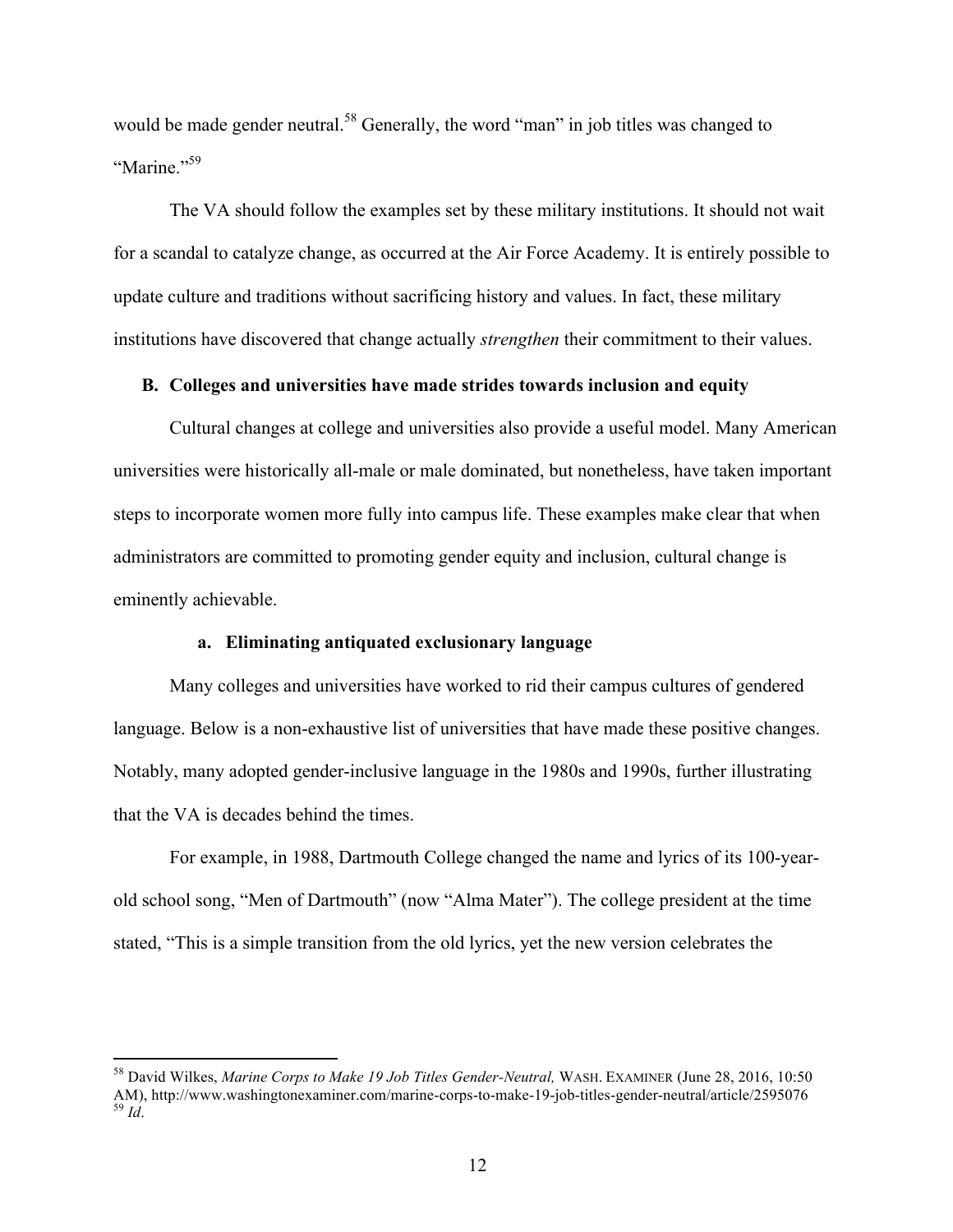would be made gender neutral.[58] Generally, the word "man" in job titles was changed to "Marine."[59]

The VA should follow the examples set by these military institutions. It should not wait for a scandal to catalyze change, as occurred at the Air Force Academy. It is entirely possible to update culture and traditions without sacrificing history and values. In fact, these military institutions have discovered that change actually *strengthen* their commitment to their values.

### B. Colleges and universities have made strides towards inclusion and equity

Cultural changes at college and universities also provide a useful model. Many American universities were historically all-male or male dominated, but nonetheless, have taken important steps to incorporate women more fully into campus life. These examples make clear that when administrators are committed to promoting gender equity and inclusion, cultural change is eminently achievable.

#### a. Eliminating antiquated exclusionary language

Many colleges and universities have worked to rid their campus cultures of gendered language. Below is a non-exhaustive list of universities that have made these positive changes. Notably, many adopted gender-inclusive language in the 1980s and 1990s, further illustrating that the VA is decades behind the times.

For example, in 1988, Dartmouth College changed the name and lyrics of its 100-year-old school song, "Men of Dartmouth" (now "Alma Mater"). The college president at the time stated, "This is a simple transition from the old lyrics, yet the new version celebrates the

---

[58] David Wilkes, *Marine Corps to Make 19 Job Titles Gender-Neutral,* WASH. EXAMINER (June 28, 2016, 10:50 AM), http://www.washingtonexaminer.com/marine-corps-to-make-19-job-titles-gender-neutral/article/2595076

[59] *Id*.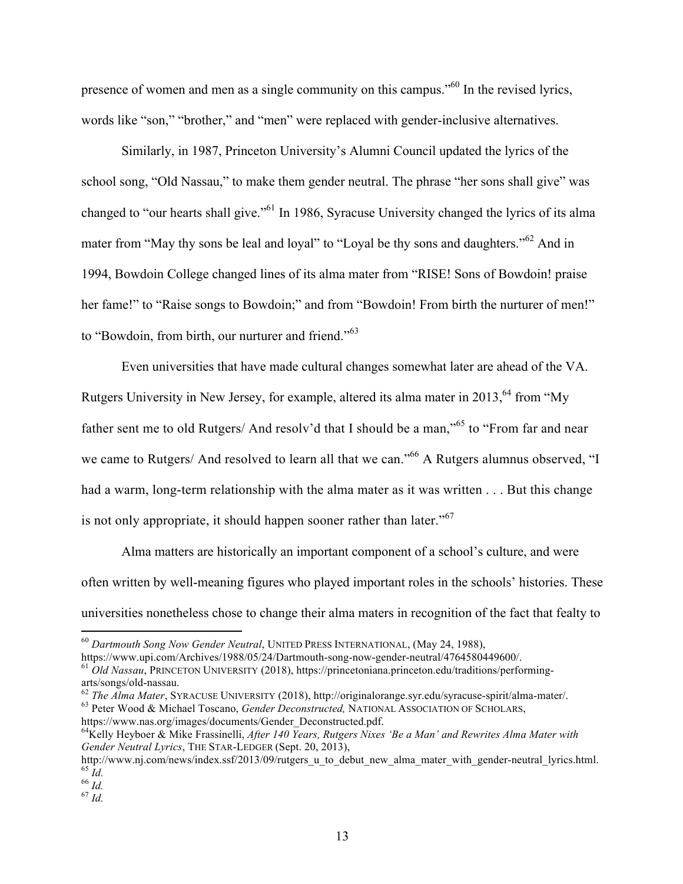presence of women and men as a single community on this campus."[60] In the revised lyrics, words like "son," "brother," and "men" were replaced with gender-inclusive alternatives.

Similarly, in 1987, Princeton University's Alumni Council updated the lyrics of the school song, "Old Nassau," to make them gender neutral. The phrase "her sons shall give" was changed to "our hearts shall give."[61] In 1986, Syracuse University changed the lyrics of its alma mater from "May thy sons be leal and loyal" to "Loyal be thy sons and daughters."[62] And in 1994, Bowdoin College changed lines of its alma mater from "RISE! Sons of Bowdoin! praise her fame!" to "Raise songs to Bowdoin;" and from "Bowdoin! From birth the nurturer of men!" to "Bowdoin, from birth, our nurturer and friend."[63]

Even universities that have made cultural changes somewhat later are ahead of the VA. Rutgers University in New Jersey, for example, altered its alma mater in 2013,[64] from "My father sent me to old Rutgers/ And resolv'd that I should be a man,"[65] to "From far and near we came to Rutgers/ And resolved to learn all that we can."[66] A Rutgers alumnus observed, "I had a warm, long-term relationship with the alma mater as it was written . . . But this change is not only appropriate, it should happen sooner rather than later."[67]

Alma matters are historically an important component of a school's culture, and were often written by well-meaning figures who played important roles in the schools' histories. These universities nonetheless chose to change their alma maters in recognition of the fact that fealty to

---

[60] *Dartmouth Song Now Gender Neutral*, UNITED PRESS INTERNATIONAL, (May 24, 1988), https://www.upi.com/Archives/1988/05/24/Dartmouth-song-now-gender-neutral/4764580449600/.

[61] *Old Nassau*, PRINCETON UNIVERSITY (2018), https://princetoniana.princeton.edu/traditions/performing-arts/songs/old-nassau.

[62] *The Alma Mater*, SYRACUSE UNIVERSITY (2018), http://originalorange.syr.edu/syracuse-spirit/alma-mater/.

[63] Peter Wood & Michael Toscano, *Gender Deconstructed,* NATIONAL ASSOCIATION OF SCHOLARS, https://www.nas.org/images/documents/Gender_Deconstructed.pdf.

[64] Kelly Heyboer & Mike Frassinelli, *After 140 Years, Rutgers Nixes 'Be a Man' and Rewrites Alma Mater with Gender Neutral Lyrics*, THE STAR-LEDGER (Sept. 20, 2013), http://www.nj.com/news/index.ssf/2013/09/rutgers_u_to_debut_new_alma_mater_with_gender-neutral_lyrics.html.

[65] *Id.*

[66] *Id.*

[67] *Id.*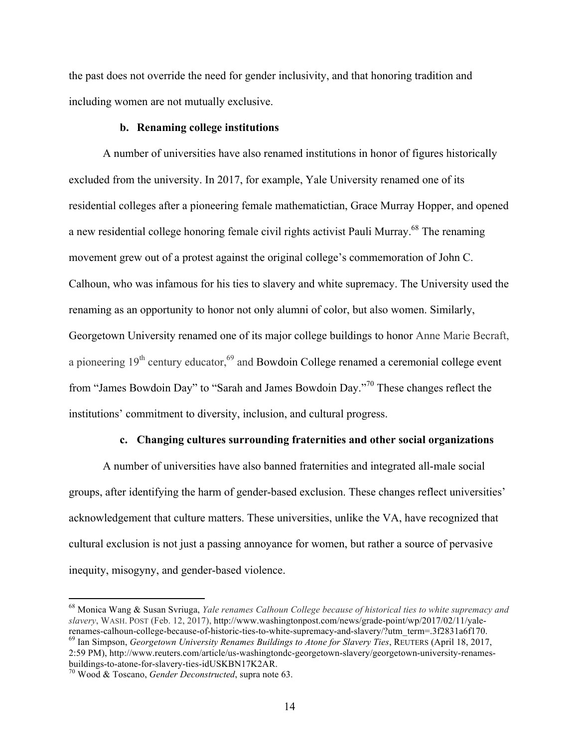the past does not override the need for gender inclusivity, and that honoring tradition and including women are not mutually exclusive.

### b. Renaming college institutions

A number of universities have also renamed institutions in honor of figures historically excluded from the university. In 2017, for example, Yale University renamed one of its residential colleges after a pioneering female mathematictian, Grace Murray Hopper, and opened a new residential college honoring female civil rights activist Pauli Murray.[68] The renaming movement grew out of a protest against the original college's commemoration of John C. Calhoun, who was infamous for his ties to slavery and white supremacy. The University used the renaming as an opportunity to honor not only alumni of color, but also women. Similarly, Georgetown University renamed one of its major college buildings to honor Anne Marie Becraft, a pioneering 19[th] century educator,[69] and Bowdoin College renamed a ceremonial college event from "James Bowdoin Day" to "Sarah and James Bowdoin Day."[70] These changes reflect the institutions' commitment to diversity, inclusion, and cultural progress.

### c. Changing cultures surrounding fraternities and other social organizations

A number of universities have also banned fraternities and integrated all-male social groups, after identifying the harm of gender-based exclusion. These changes reflect universities' acknowledgement that culture matters. These universities, unlike the VA, have recognized that cultural exclusion is not just a passing annoyance for women, but rather a source of pervasive inequity, misogyny, and gender-based violence.

---

[68] Monica Wang & Susan Svriuga, *Yale renames Calhoun College because of historical ties to white supremacy and slavery*, WASH. POST (Feb. 12, 2017), http://www.washingtonpost.com/news/grade-point/wp/2017/02/11/yale-renames-calhoun-college-because-of-historic-ties-to-white-supremacy-and-slavery/?utm_term=.3f2831a6f170.

[69] Ian Simpson, *Georgetown University Renames Buildings to Atone for Slavery Ties*, REUTERS (April 18, 2017, 2:59 PM), http://www.reuters.com/article/us-washingtondc-georgetown-slavery/georgetown-university-renames-buildings-to-atone-for-slavery-ties-idUSKBN17K2AR.

[70] Wood & Toscano, *Gender Deconstructed*, supra note 63.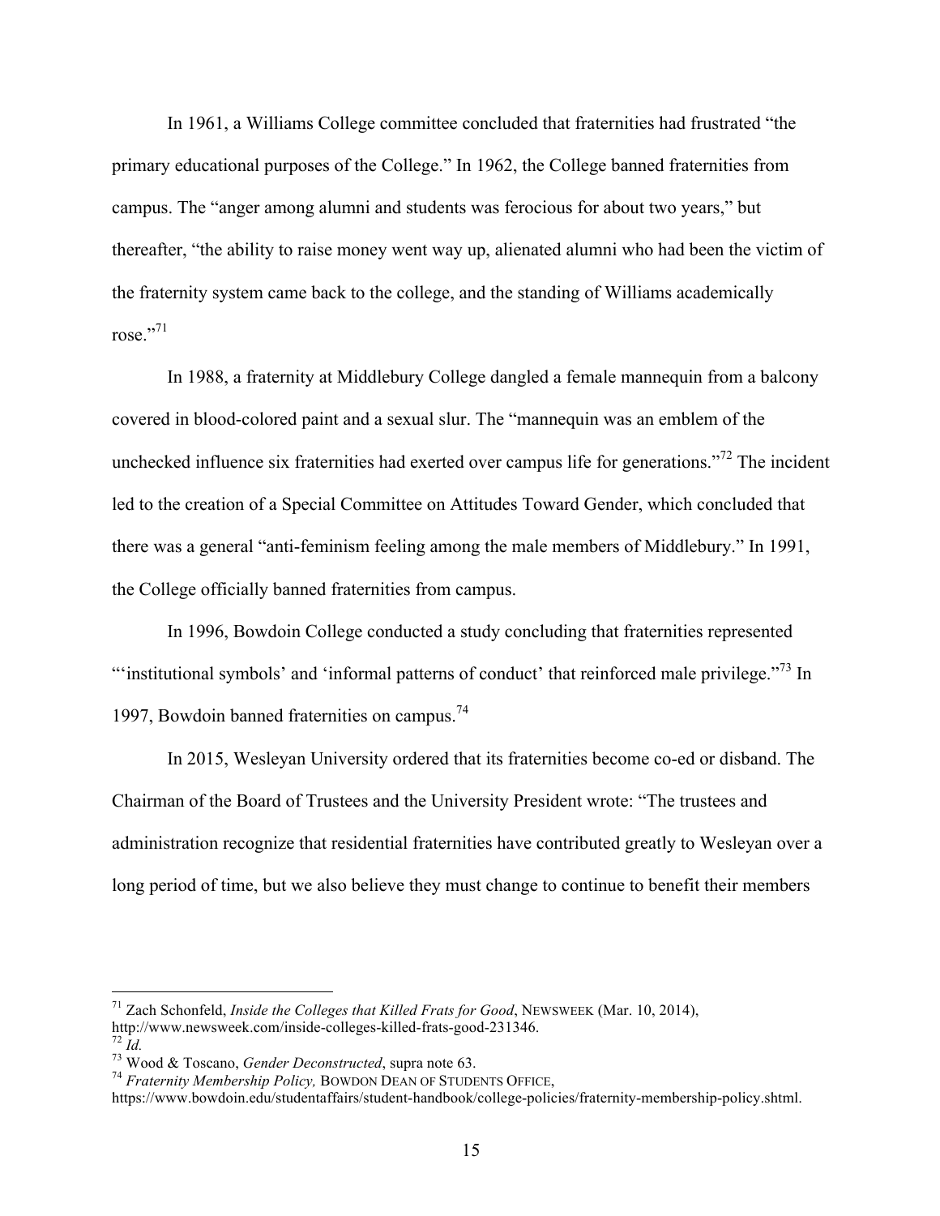In 1961, a Williams College committee concluded that fraternities had frustrated "the primary educational purposes of the College." In 1962, the College banned fraternities from campus. The "anger among alumni and students was ferocious for about two years," but thereafter, "the ability to raise money went way up, alienated alumni who had been the victim of the fraternity system came back to the college, and the standing of Williams academically rose."[71]

In 1988, a fraternity at Middlebury College dangled a female mannequin from a balcony covered in blood-colored paint and a sexual slur. The "mannequin was an emblem of the unchecked influence six fraternities had exerted over campus life for generations."[72] The incident led to the creation of a Special Committee on Attitudes Toward Gender, which concluded that there was a general "anti-feminism feeling among the male members of Middlebury." In 1991, the College officially banned fraternities from campus.

In 1996, Bowdoin College conducted a study concluding that fraternities represented "'institutional symbols' and 'informal patterns of conduct' that reinforced male privilege."[73] In 1997, Bowdoin banned fraternities on campus.[74]

In 2015, Wesleyan University ordered that its fraternities become co-ed or disband. The Chairman of the Board of Trustees and the University President wrote: "The trustees and administration recognize that residential fraternities have contributed greatly to Wesleyan over a long period of time, but we also believe they must change to continue to benefit their members

---

[71] Zach Schonfeld, *Inside the Colleges that Killed Frats for Good*, NEWSWEEK (Mar. 10, 2014), http://www.newsweek.com/inside-colleges-killed-frats-good-231346.

[72] *Id.*

[73] Wood & Toscano, *Gender Deconstructed*, supra note 63.

[74] *Fraternity Membership Policy,* BOWDON DEAN OF STUDENTS OFFICE, https://www.bowdoin.edu/studentaffairs/student-handbook/college-policies/fraternity-membership-policy.shtml.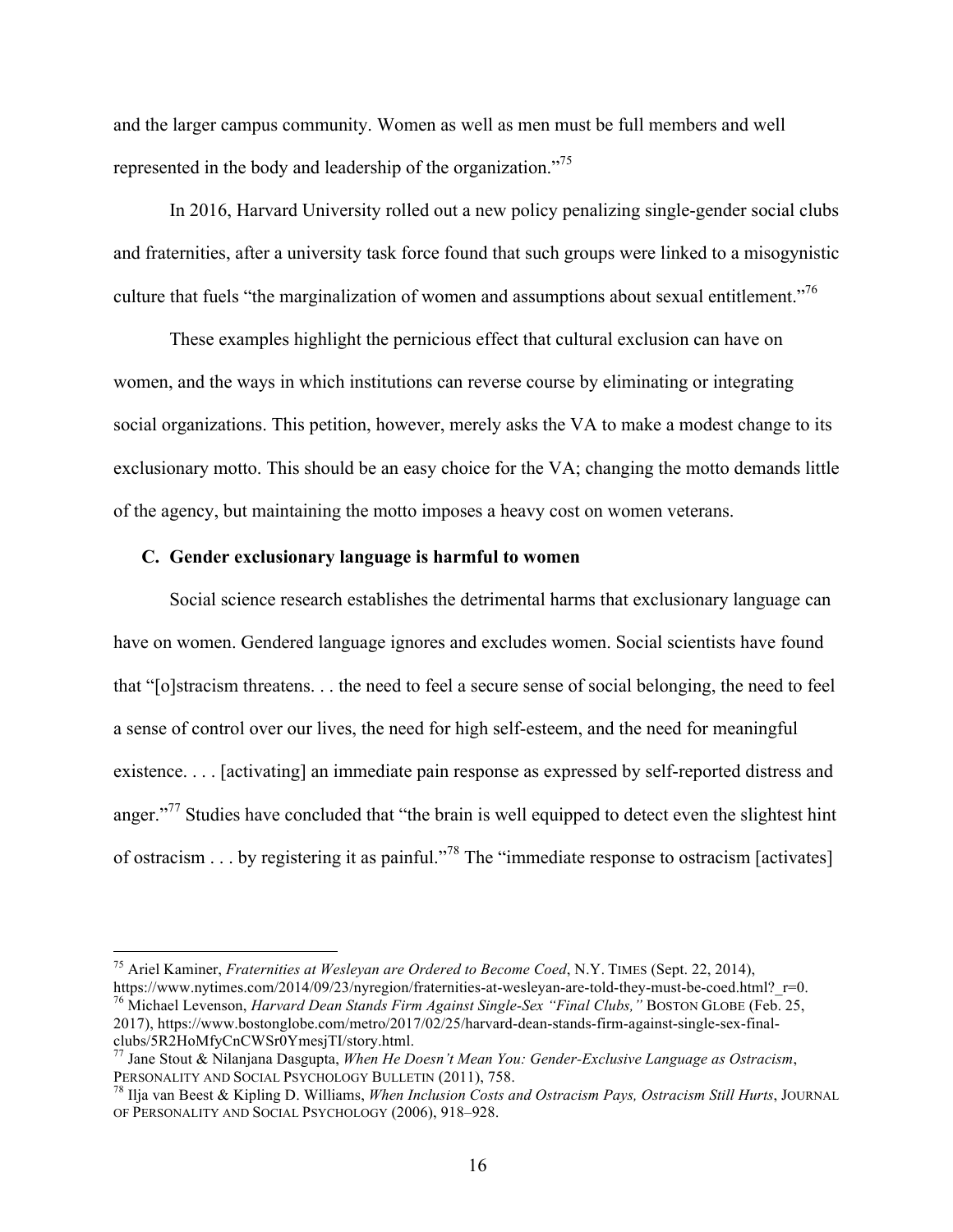and the larger campus community. Women as well as men must be full members and well represented in the body and leadership of the organization."[75]

In 2016, Harvard University rolled out a new policy penalizing single-gender social clubs and fraternities, after a university task force found that such groups were linked to a misogynistic culture that fuels "the marginalization of women and assumptions about sexual entitlement."[76]

These examples highlight the pernicious effect that cultural exclusion can have on women, and the ways in which institutions can reverse course by eliminating or integrating social organizations. This petition, however, merely asks the VA to make a modest change to its exclusionary motto. This should be an easy choice for the VA; changing the motto demands little of the agency, but maintaining the motto imposes a heavy cost on women veterans.

### C. Gender exclusionary language is harmful to women

Social science research establishes the detrimental harms that exclusionary language can have on women. Gendered language ignores and excludes women. Social scientists have found that "[o]stracism threatens. . . the need to feel a secure sense of social belonging, the need to feel a sense of control over our lives, the need for high self-esteem, and the need for meaningful existence. . . . [activating] an immediate pain response as expressed by self-reported distress and anger."[77] Studies have concluded that "the brain is well equipped to detect even the slightest hint of ostracism . . . by registering it as painful."[78] The "immediate response to ostracism [activates]

---

[75] Ariel Kaminer, *Fraternities at Wesleyan are Ordered to Become Coed*, N.Y. TIMES (Sept. 22, 2014), https://www.nytimes.com/2014/09/23/nyregion/fraternities-at-wesleyan-are-told-they-must-be-coed.html?_r=0.

[76] Michael Levenson, *Harvard Dean Stands Firm Against Single-Sex "Final Clubs,"* BOSTON GLOBE (Feb. 25, 2017), https://www.bostonglobe.com/metro/2017/02/25/harvard-dean-stands-firm-against-single-sex-final-clubs/5R2HoMfyCnCWSr0YmesjTI/story.html.

[77] Jane Stout & Nilanjana Dasgupta, *When He Doesn't Mean You: Gender-Exclusive Language as Ostracism*, PERSONALITY AND SOCIAL PSYCHOLOGY BULLETIN (2011), 758.

[78] Ilja van Beest & Kipling D. Williams, *When Inclusion Costs and Ostracism Pays, Ostracism Still Hurts*, JOURNAL OF PERSONALITY AND SOCIAL PSYCHOLOGY (2006), 918–928.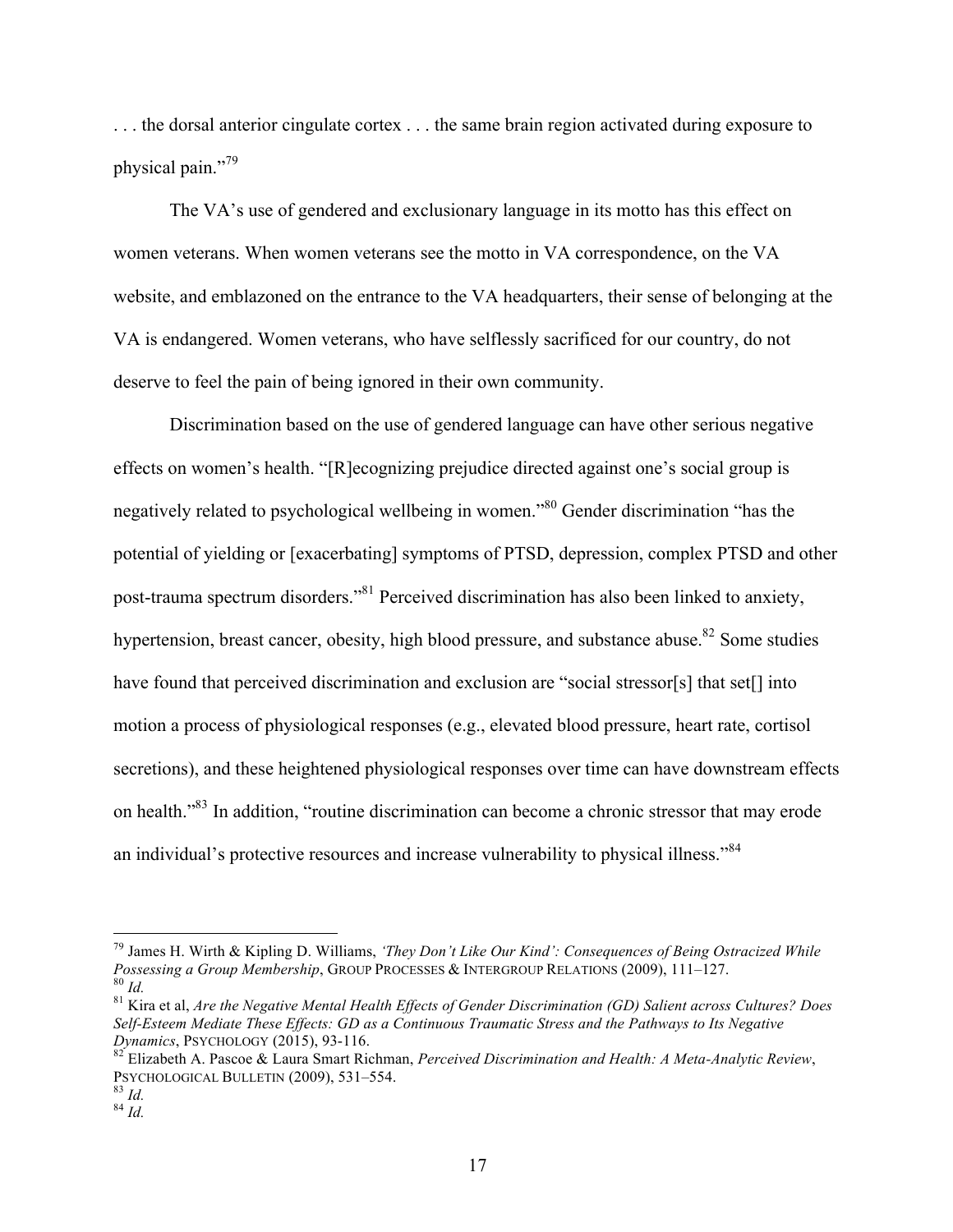. . . the dorsal anterior cingulate cortex . . . the same brain region activated during exposure to physical pain."[79]

The VA's use of gendered and exclusionary language in its motto has this effect on women veterans. When women veterans see the motto in VA correspondence, on the VA website, and emblazoned on the entrance to the VA headquarters, their sense of belonging at the VA is endangered. Women veterans, who have selflessly sacrificed for our country, do not deserve to feel the pain of being ignored in their own community.

Discrimination based on the use of gendered language can have other serious negative effects on women's health. "[R]ecognizing prejudice directed against one's social group is negatively related to psychological wellbeing in women."[80] Gender discrimination "has the potential of yielding or [exacerbating] symptoms of PTSD, depression, complex PTSD and other post-trauma spectrum disorders."[81] Perceived discrimination has also been linked to anxiety, hypertension, breast cancer, obesity, high blood pressure, and substance abuse.[82] Some studies have found that perceived discrimination and exclusion are "social stressor[s] that set[] into motion a process of physiological responses (e.g., elevated blood pressure, heart rate, cortisol secretions), and these heightened physiological responses over time can have downstream effects on health."[83] In addition, "routine discrimination can become a chronic stressor that may erode an individual's protective resources and increase vulnerability to physical illness."[84]

---

[79] James H. Wirth & Kipling D. Williams, *'They Don't Like Our Kind': Consequences of Being Ostracized While Possessing a Group Membership*, GROUP PROCESSES & INTERGROUP RELATIONS (2009), 111–127.

[80] *Id.*

[81] Kira et al, *Are the Negative Mental Health Effects of Gender Discrimination (GD) Salient across Cultures? Does Self-Esteem Mediate These Effects: GD as a Continuous Traumatic Stress and the Pathways to Its Negative Dynamics*, PSYCHOLOGY (2015), 93-116.

[82] Elizabeth A. Pascoe & Laura Smart Richman, *Perceived Discrimination and Health: A Meta-Analytic Review*, PSYCHOLOGICAL BULLETIN (2009), 531–554.

[83] *Id.*

[84] *Id.*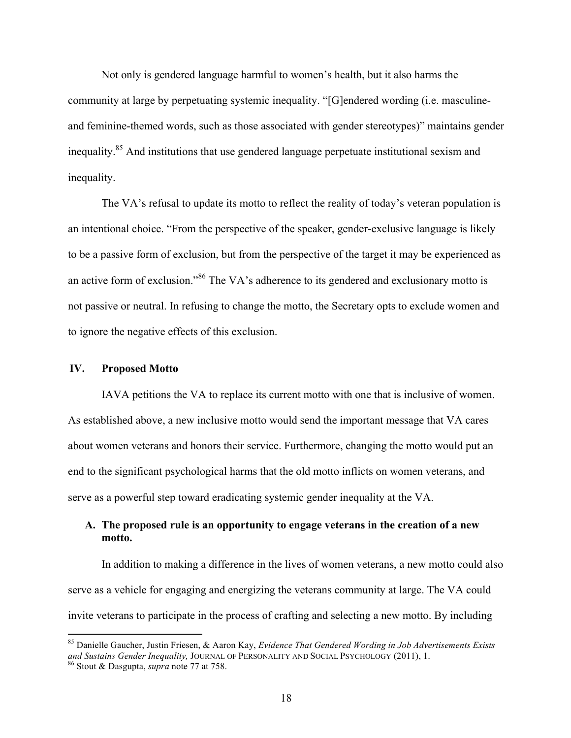Not only is gendered language harmful to women's health, but it also harms the community at large by perpetuating systemic inequality. "[G]endered wording (i.e. masculine- and feminine-themed words, such as those associated with gender stereotypes)" maintains gender inequality.[85] And institutions that use gendered language perpetuate institutional sexism and inequality.

The VA's refusal to update its motto to reflect the reality of today's veteran population is an intentional choice. "From the perspective of the speaker, gender-exclusive language is likely to be a passive form of exclusion, but from the perspective of the target it may be experienced as an active form of exclusion."[86] The VA's adherence to its gendered and exclusionary motto is not passive or neutral. In refusing to change the motto, the Secretary opts to exclude women and to ignore the negative effects of this exclusion.

## IV. Proposed Motto

IAVA petitions the VA to replace its current motto with one that is inclusive of women. As established above, a new inclusive motto would send the important message that VA cares about women veterans and honors their service. Furthermore, changing the motto would put an end to the significant psychological harms that the old motto inflicts on women veterans, and serve as a powerful step toward eradicating systemic gender inequality at the VA.

### A. The proposed rule is an opportunity to engage veterans in the creation of a new motto.

In addition to making a difference in the lives of women veterans, a new motto could also serve as a vehicle for engaging and energizing the veterans community at large. The VA could invite veterans to participate in the process of crafting and selecting a new motto. By including

---

[85] Danielle Gaucher, Justin Friesen, & Aaron Kay, *Evidence That Gendered Wording in Job Advertisements Exists and Sustains Gender Inequality,* JOURNAL OF PERSONALITY AND SOCIAL PSYCHOLOGY (2011), 1.

[86] Stout & Dasgupta, *supra* note 77 at 758.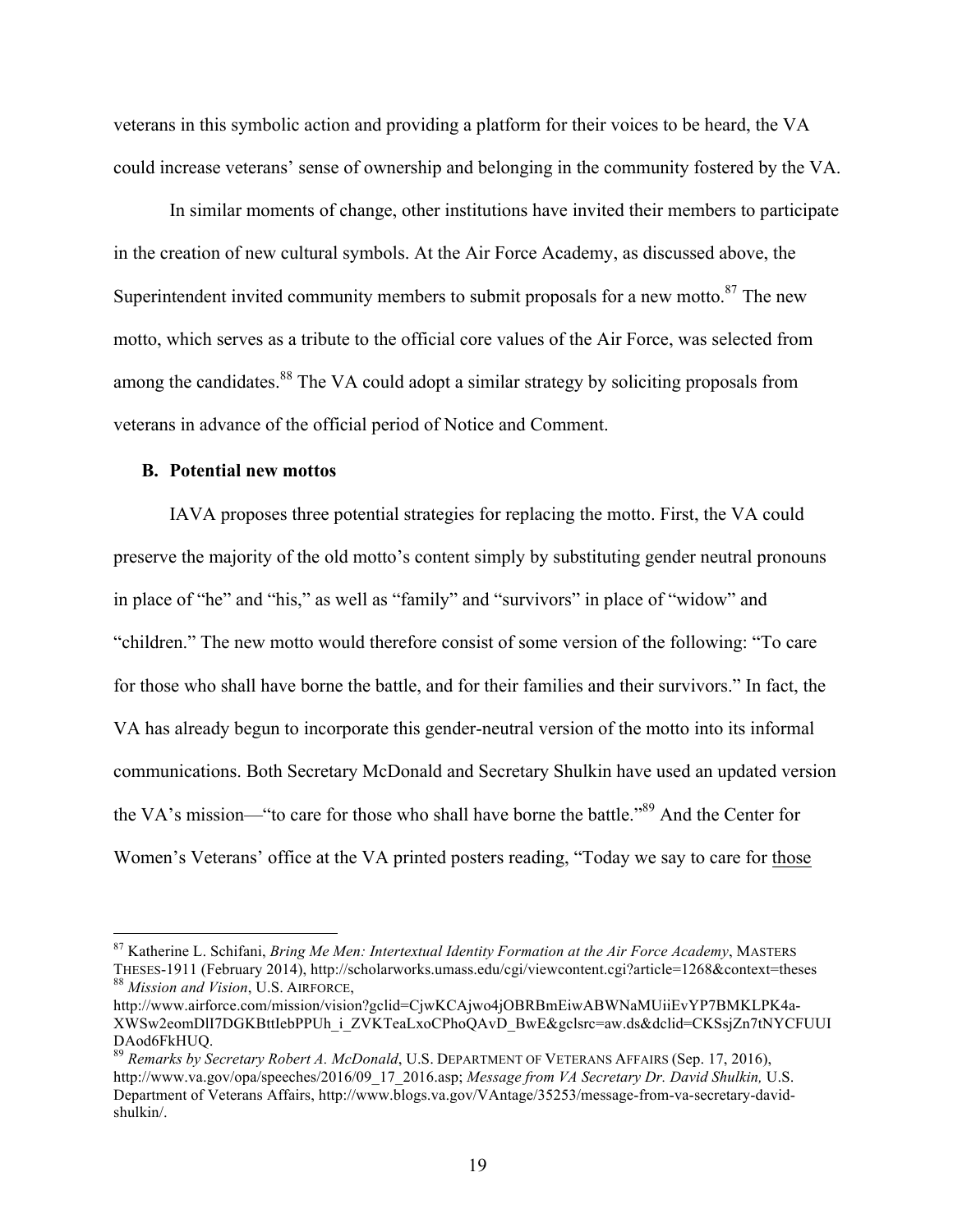veterans in this symbolic action and providing a platform for their voices to be heard, the VA could increase veterans' sense of ownership and belonging in the community fostered by the VA.

In similar moments of change, other institutions have invited their members to participate in the creation of new cultural symbols. At the Air Force Academy, as discussed above, the Superintendent invited community members to submit proposals for a new motto.[87] The new motto, which serves as a tribute to the official core values of the Air Force, was selected from among the candidates.[88] The VA could adopt a similar strategy by soliciting proposals from veterans in advance of the official period of Notice and Comment.

### B. Potential new mottos

IAVA proposes three potential strategies for replacing the motto. First, the VA could preserve the majority of the old motto's content simply by substituting gender neutral pronouns in place of "he" and "his," as well as "family" and "survivors" in place of "widow" and "children." The new motto would therefore consist of some version of the following: "To care for those who shall have borne the battle, and for their families and their survivors." In fact, the VA has already begun to incorporate this gender-neutral version of the motto into its informal communications. Both Secretary McDonald and Secretary Shulkin have used an updated version the VA's mission—"to care for those who shall have borne the battle."[89] And the Center for Women's Veterans' office at the VA printed posters reading, "Today we say to care for <u>those</u>

---

[87] Katherine L. Schifani, *Bring Me Men: Intertextual Identity Formation at the Air Force Academy*, MASTERS THESES-1911 (February 2014), http://scholarworks.umass.edu/cgi/viewcontent.cgi?article=1268&context=theses

[88] *Mission and Vision*, U.S. AIRFORCE, http://www.airforce.com/mission/vision?gclid=CjwKCAjwo4jOBRBmEiwABWNaMUiiEvYP7BMKLPK4a-XWSw2eomDlI7DGKBttIebPPUh_i_ZVKTeaLxoCPhoQAvD_BwE&gclsrc=aw.ds&dclid=CKSsjZn7tNYCFUUIDAod6FkHUQ.

[89] *Remarks by Secretary Robert A. McDonald*, U.S. DEPARTMENT OF VETERANS AFFAIRS (Sep. 17, 2016), http://www.va.gov/opa/speeches/2016/09_17_2016.asp; *Message from VA Secretary Dr. David Shulkin,* U.S. Department of Veterans Affairs, http://www.blogs.va.gov/VAntage/35253/message-from-va-secretary-david-shulkin/.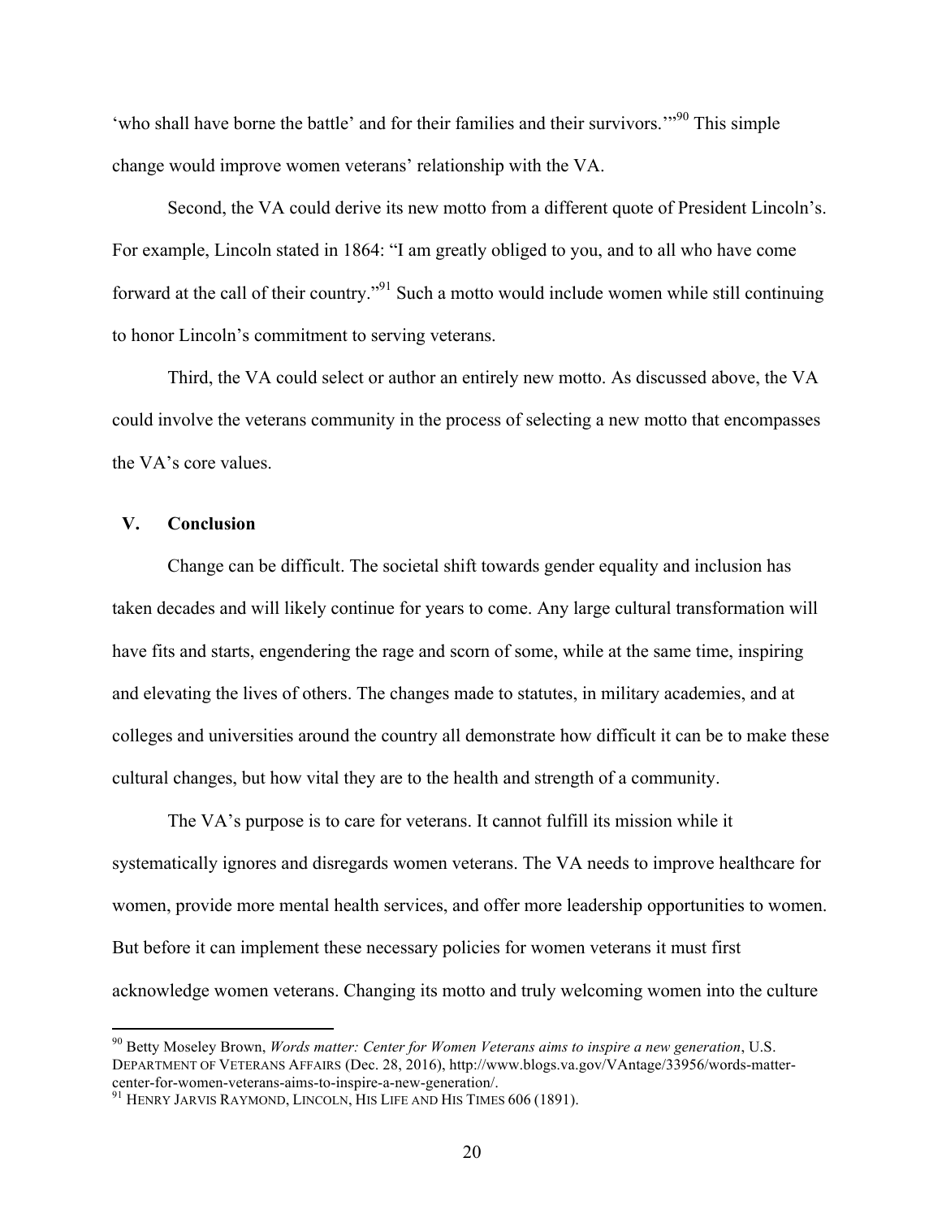'who shall have borne the battle' and for their families and their survivors.'"[90] This simple change would improve women veterans' relationship with the VA.

Second, the VA could derive its new motto from a different quote of President Lincoln's. For example, Lincoln stated in 1864: "I am greatly obliged to you, and to all who have come forward at the call of their country."[91] Such a motto would include women while still continuing to honor Lincoln's commitment to serving veterans.

Third, the VA could select or author an entirely new motto. As discussed above, the VA could involve the veterans community in the process of selecting a new motto that encompasses the VA's core values.

## V. Conclusion

Change can be difficult. The societal shift towards gender equality and inclusion has taken decades and will likely continue for years to come. Any large cultural transformation will have fits and starts, engendering the rage and scorn of some, while at the same time, inspiring and elevating the lives of others. The changes made to statutes, in military academies, and at colleges and universities around the country all demonstrate how difficult it can be to make these cultural changes, but how vital they are to the health and strength of a community.

The VA's purpose is to care for veterans. It cannot fulfill its mission while it systematically ignores and disregards women veterans. The VA needs to improve healthcare for women, provide more mental health services, and offer more leadership opportunities to women. But before it can implement these necessary policies for women veterans it must first acknowledge women veterans. Changing its motto and truly welcoming women into the culture

---

[90] Betty Moseley Brown, *Words matter: Center for Women Veterans aims to inspire a new generation*, U.S. DEPARTMENT OF VETERANS AFFAIRS (Dec. 28, 2016), http://www.blogs.va.gov/VAntage/33956/words-matter-center-for-women-veterans-aims-to-inspire-a-new-generation/.

[91] HENRY JARVIS RAYMOND, LINCOLN, HIS LIFE AND HIS TIMES 606 (1891).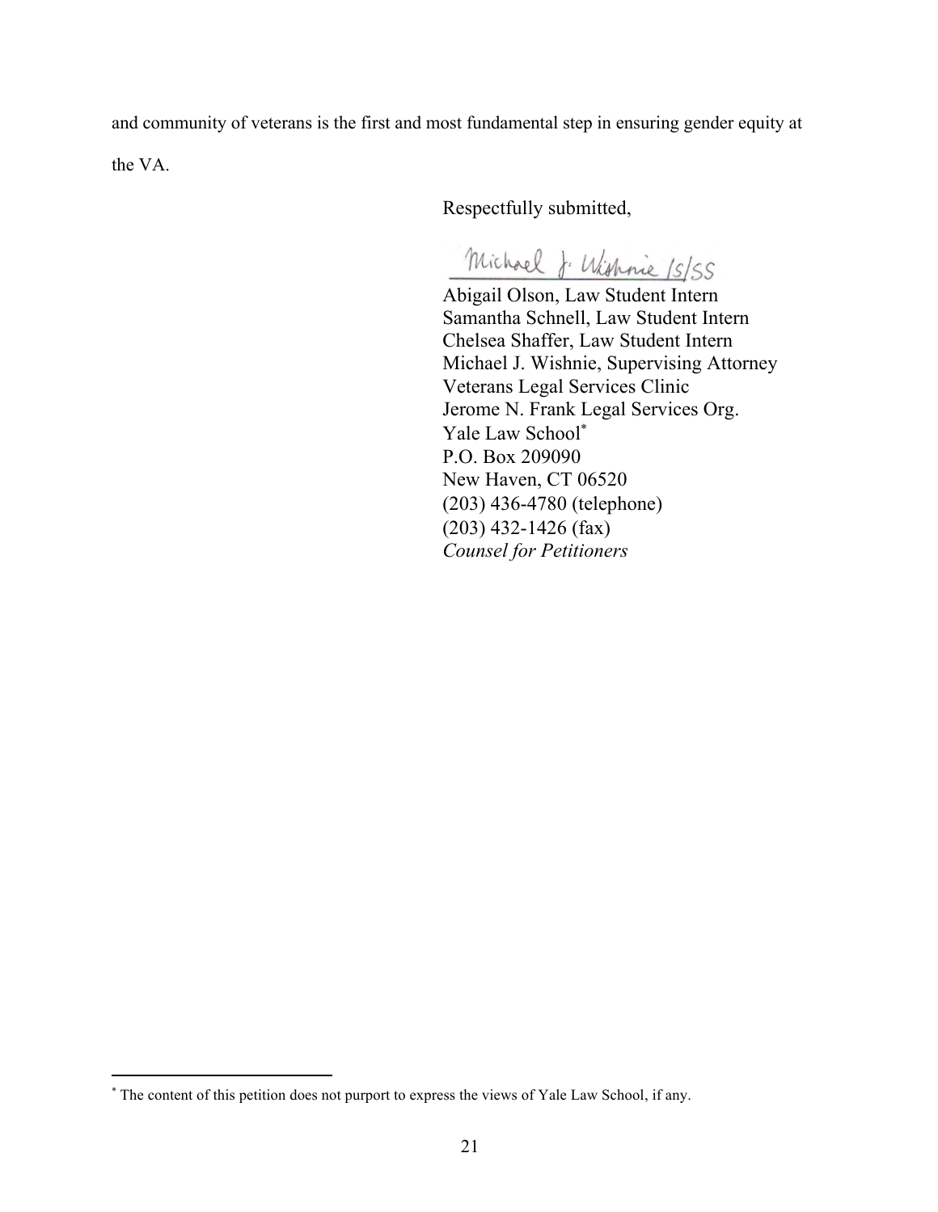and community of veterans is the first and most fundamental step in ensuring gender equity at the VA.

Respectfully submitted,

Michael J. Wishnie /s/SS

Abigail Olson, Law Student Intern
Samantha Schnell, Law Student Intern
Chelsea Shaffer, Law Student Intern
Michael J. Wishnie, Supervising Attorney
Veterans Legal Services Clinic
Jerome N. Frank Legal Services Org.
Yale Law School*
P.O. Box 209090
New Haven, CT 06520
(203) 436-4780 (telephone)
(203) 432-1426 (fax)
*Counsel for Petitioners*

---

* The content of this petition does not purport to express the views of Yale Law School, if any.